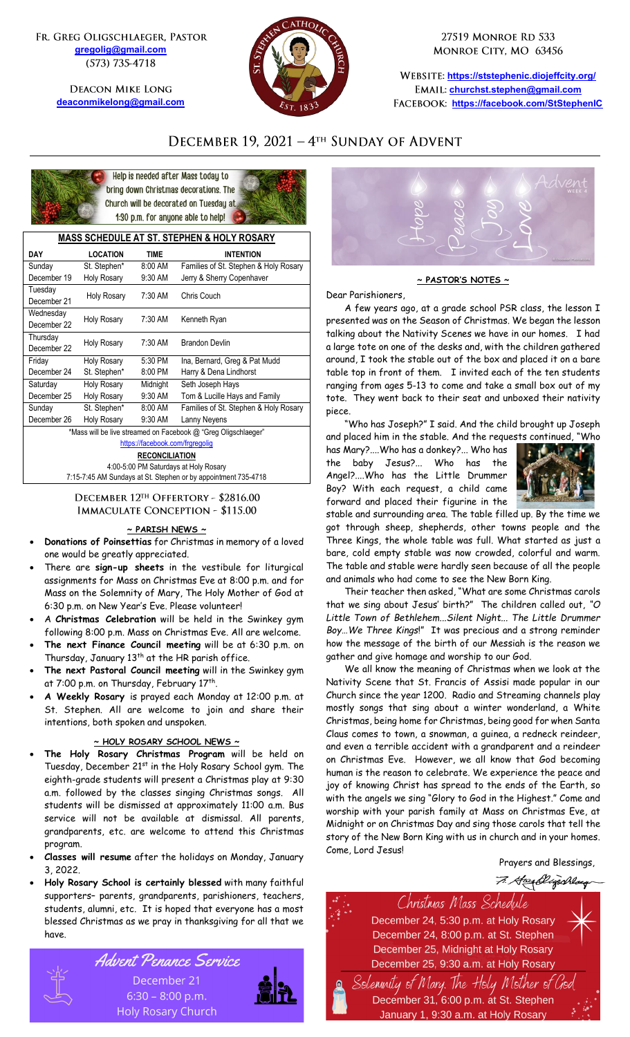Fr. Greg Oligschlaeger, Pastor
gregolig@gmail.com
(573) 735-4718

Deacon Mike Long
deaconmikelong@gmail.com

27519 Monroe Rd 533
Monroe City, MO 63456

Website: https://ststephenic.diojeffcity.org/
Email: churchst.stephen@gmail.com
Facebook: https://facebook.com/StStephenIC

# December 19, 2021 – 4th Sunday of Advent

Help is needed after Mass today to bring down Christmas decorations. The Church will be decorated on Tuesday at 1:30 p.m. for anyone able to help!

## MASS SCHEDULE AT ST. STEPHEN & HOLY ROSARY

| DAY | LOCATION | TIME | INTENTION |
|---|---|---|---|
| Sunday December 19 | St. Stephen* | 8:00 AM | Families of St. Stephen & Holy Rosary |
| | Holy Rosary | 9:30 AM | Jerry & Sherry Copenhaver |
| Tuesday December 21 | Holy Rosary | 7:30 AM | Chris Couch |
| Wednesday December 22 | Holy Rosary | 7:30 AM | Kenneth Ryan |
| Thursday December 22 | Holy Rosary | 7:30 AM | Brandon Devlin |
| Friday December 24 | Holy Rosary | 5:30 PM | Ina, Bernard, Greg & Pat Mudd |
| | St. Stephen* | 8:00 PM | Harry & Dena Lindhorst |
| Saturday December 25 | Holy Rosary | Midnight | Seth Joseph Hays |
| | Holy Rosary | 9:30 AM | Tom & Lucille Hays and Family |
| Sunday December 26 | St. Stephen* | 8:00 AM | Families of St. Stephen & Holy Rosary |
| | Holy Rosary | 9:30 AM | Lanny Neyens |

*Mass will be live streamed on Facebook @ "Greg Oligschlaeger"
https://facebook.com/frgregolig

**RECONCILIATION**
4:00-5:00 PM Saturdays at Holy Rosary
7:15-7:45 AM Sundays at St. Stephen or by appointment 735-4718

December 12th Offertory - $2816.00
Immaculate Conception - $115.00

## ~ PARISH NEWS ~

- **Donations of Poinsettias** for Christmas in memory of a loved one would be greatly appreciated.
- There are **sign-up sheets** in the vestibule for liturgical assignments for Mass on Christmas Eve at 8:00 p.m. and for Mass on the Solemnity of Mary, The Holy Mother of God at 6:30 p.m. on New Year's Eve. Please volunteer!
- A **Christmas Celebration** will be held in the Swinkey gym following 8:00 p.m. Mass on Christmas Eve. All are welcome.
- **The next Finance Council meeting** will be at 6:30 p.m. on Thursday, January 13th at the HR parish office.
- **The next Pastoral Council meeting** will in the Swinkey gym at 7:00 p.m. on Thursday, February 17th.
- **A Weekly Rosary** is prayed each Monday at 12:00 p.m. at St. Stephen. All are welcome to join and share their intentions, both spoken and unspoken.

## ~ HOLY ROSARY SCHOOL NEWS ~

- **The Holy Rosary Christmas Program** will be held on Tuesday, December 21st in the Holy Rosary School gym. The eighth-grade students will present a Christmas play at 9:30 a.m. followed by the classes singing Christmas songs. All students will be dismissed at approximately 11:00 a.m. Bus service will not be available at dismissal. All parents, grandparents, etc. are welcome to attend this Christmas program.
- **Classes will resume** after the holidays on Monday, January 3, 2022.
- **Holy Rosary School is certainly blessed** with many faithful supporters– parents, grandparents, parishioners, teachers, students, alumni, etc. It is hoped that everyone has a most blessed Christmas as we pray in thanksgiving for all that we have.

### Advent Penance Service

December 21
6:30 – 8:00 p.m.
Holy Rosary Church

Hope Peace Joy Love
Advent Week 4

## ~ PASTOR'S NOTES ~

Dear Parishioners,

A few years ago, at a grade school PSR class, the lesson I presented was on the Season of Christmas. We began the lesson talking about the Nativity Scenes we have in our homes. I had a large tote on one of the desks and, with the children gathered around, I took the stable out of the box and placed it on a bare table top in front of them. I invited each of the ten students ranging from ages 5-13 to come and take a small box out of my tote. They went back to their seat and unboxed their nativity piece.

"Who has Joseph?" I said. And the child brought up Joseph and placed him in the stable. And the requests continued, "Who has Mary?....Who has a donkey?... Who has the baby Jesus?... Who has the Angel?....Who has the Little Drummer Boy? With each request, a child came forward and placed their figurine in the stable and surrounding area. The table filled up. By the time we got through sheep, shepherds, other towns people and the Three Kings, the whole table was full. What started as just a bare, cold empty stable was now crowded, colorful and warm. The table and stable were hardly seen because of all the people and animals who had come to see the New Born King.

Their teacher then asked, "What are some Christmas carols that we sing about Jesus' birth?" The children called out, "*O Little Town of Bethlehem...Silent Night... The Little Drummer Boy…We Three Kings*!" It was precious and a strong reminder how the message of the birth of our Messiah is the reason we gather and give homage and worship to our God.

We all know the meaning of Christmas when we look at the Nativity Scene that St. Francis of Assisi made popular in our Church since the year 1200. Radio and Streaming channels play mostly songs that sing about a winter wonderland, a White Christmas, being home for Christmas, being good for when Santa Claus comes to town, a snowman, a guinea, a redneck reindeer, and even a terrible accident with a grandparent and a reindeer on Christmas Eve. However, we all know that God becoming human is the reason to celebrate. We experience the peace and joy of knowing Christ has spread to the ends of the Earth, so with the angels we sing "Glory to God in the Highest." Come and worship with your parish family at Mass on Christmas Eve, at Midnight or on Christmas Day and sing those carols that tell the story of the New Born King with us in church and in your homes. Come, Lord Jesus!

Prayers and Blessings,

F. Greg Oligschlaeger

### Christmas Mass Schedule

December 24, 5:30 p.m. at Holy Rosary
December 24, 8:00 p.m. at St. Stephen
December 25, Midnight at Holy Rosary
December 25, 9:30 a.m. at Holy Rosary

### Solemnity of Mary, The Holy Mother of God

December 31, 6:00 p.m. at St. Stephen
January 1, 9:30 a.m. at Holy Rosary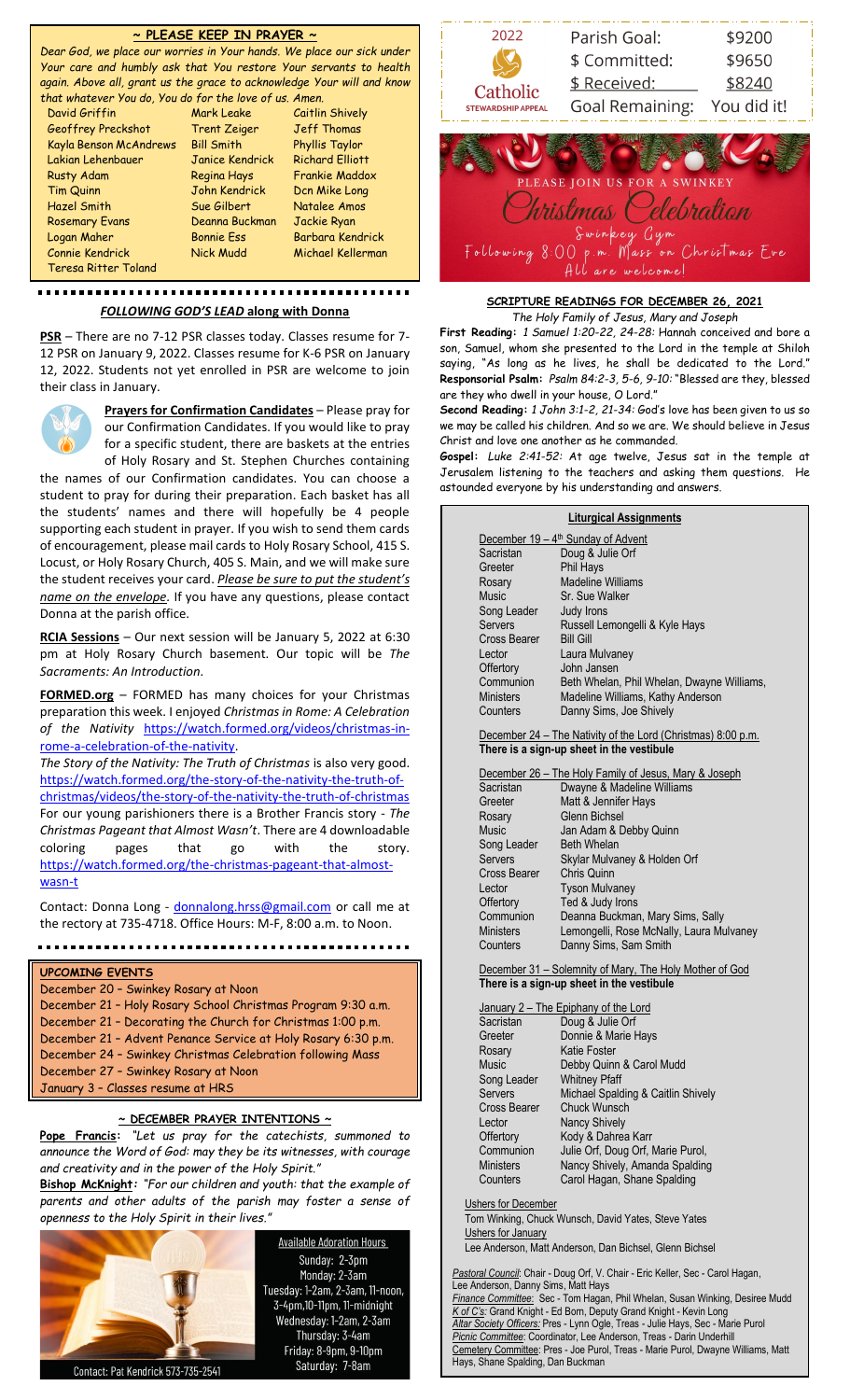## ~ PLEASE KEEP IN PRAYER ~

*Dear God, we place our worries in Your hands. We place our sick under Your care and humbly ask that You restore Your servants to health again. Above all, grant us the grace to acknowledge Your will and know that whatever You do, You do for the love of us. Amen.*

| | | |
|---|---|---|
| David Griffin | Mark Leake | Caitlin Shively |
| Geoffrey Preckshot | Trent Zeiger | Jeff Thomas |
| Kayla Benson McAndrews | Bill Smith | Phyllis Taylor |
| Lakian Lehenbauer | Janice Kendrick | Richard Elliott |
| Rusty Adam | Regina Hays | Frankie Maddox |
| Tim Quinn | John Kendrick | Dcn Mike Long |
| Hazel Smith | Sue Gilbert | Natalee Amos |
| Rosemary Evans | Deanna Buckman | Jackie Ryan |
| Logan Maher | Bonnie Ess | Barbara Kendrick |
| Connie Kendrick | Nick Mudd | Michael Kellerman |
| Teresa Ritter Toland | | |

### *FOLLOWING GOD'S LEAD* along with Donna

**PSR** – There are no 7-12 PSR classes today. Classes resume for 7-12 PSR on January 9, 2022. Classes resume for K-6 PSR on January 12, 2022. Students not yet enrolled in PSR are welcome to join their class in January.

**Prayers for Confirmation Candidates** – Please pray for our Confirmation Candidates. If you would like to pray for a specific student, there are baskets at the entries of Holy Rosary and St. Stephen Churches containing the names of our Confirmation candidates. You can choose a student to pray for during their preparation. Each basket has all the students' names and there will hopefully be 4 people supporting each student in prayer. If you wish to send them cards of encouragement, please mail cards to Holy Rosary School, 415 S. Locust, or Holy Rosary Church, 405 S. Main, and we will make sure the student receives your card. *Please be sure to put the student's name on the envelope*. If you have any questions, please contact Donna at the parish office.

**RCIA Sessions** – Our next session will be January 5, 2022 at 6:30 pm at Holy Rosary Church basement. Our topic will be *The Sacraments: An Introduction*.

**FORMED.org** – FORMED has many choices for your Christmas preparation this week. I enjoyed *Christmas in Rome: A Celebration of the Nativity* https://watch.formed.org/videos/christmas-in-rome-a-celebration-of-the-nativity.

*The Story of the Nativity: The Truth of Christmas* is also very good. https://watch.formed.org/the-story-of-the-nativity-the-truth-of-christmas/videos/the-story-of-the-nativity-the-truth-of-christmas For our young parishioners there is a Brother Francis story - *The Christmas Pageant that Almost Wasn't*. There are 4 downloadable coloring pages that go with the story. https://watch.formed.org/the-christmas-pageant-that-almost-wasn-t

Contact: Donna Long - donnalong.hrss@gmail.com or call me at the rectory at 735-4718. Office Hours: M-F, 8:00 a.m. to Noon.

### UPCOMING EVENTS

December 20 – Swinkey Rosary at Noon
December 21 – Holy Rosary School Christmas Program 9:30 a.m.
December 21 – Decorating the Church for Christmas 1:00 p.m.
December 21 – Advent Penance Service at Holy Rosary 6:30 p.m.
December 24 – Swinkey Christmas Celebration following Mass
December 27 – Swinkey Rosary at Noon
January 3 – Classes resume at HRS

### ~ DECEMBER PRAYER INTENTIONS ~

**Pope Francis:** *"Let us pray for the catechists, summoned to announce the Word of God: may they be its witnesses, with courage and creativity and in the power of the Holy Spirit."*

**Bishop McKnight:** *"For our children and youth: that the example of parents and other adults of the parish may foster a sense of openness to the Holy Spirit in their lives."*

Available Adoration Hours
Sunday: 2-3pm
Monday: 2-3am
Tuesday: 1-2am, 2-3am, 11-noon, 3-4pm, 10-11pm, 11-midnight
Wednesday: 1-2am, 2-3am
Thursday: 3-4am
Friday: 8-9pm, 9-10pm
Saturday: 7-8am

Contact: Pat Kendrick 573-735-2541

| 2022 Catholic Stewardship Appeal | | |
|---|---|---|
| | Parish Goal: | $9200 |
| | $ Committed: | $9650 |
| | $ Received: | $8240 |
| | Goal Remaining: | You did it! |

PLEASE JOIN US FOR A SWINKEY
*Christmas Celebration*
Swinkey Gym
Following 8:00 p.m. Mass on Christmas Eve
All are welcome!

### SCRIPTURE READINGS FOR DECEMBER 26, 2021

*The Holy Family of Jesus, Mary and Joseph*

**First Reading:** *1 Samuel 1:20-22, 24-28:* Hannah conceived and bore a son, Samuel, whom she presented to the Lord in the temple at Shiloh saying, "As long as he lives, he shall be dedicated to the Lord."
**Responsorial Psalm:** *Psalm 84:2-3, 5-6, 9-10:* "Blessed are they, blessed are they who dwell in your house, O Lord."
**Second Reading:** *1 John 3:1-2, 21-34:* God's love has been given to us so we may be called his children. And so we are. We should believe in Jesus Christ and love one another as he commanded.
**Gospel:** *Luke 2:41-52:* At age twelve, Jesus sat in the temple at Jerusalem listening to the teachers and asking them questions. He astounded everyone by his understanding and answers.

### Liturgical Assignments

December 19 – 4th Sunday of Advent

| | |
|---|---|
| Sacristan | Doug & Julie Orf |
| Greeter | Phil Hays |
| Rosary | Madeline Williams |
| Music | Sr. Sue Walker |
| Song Leader | Judy Irons |
| Servers | Russell Lemongelli & Kyle Hays |
| Cross Bearer | Bill Gill |
| Lector | Laura Mulvaney |
| Offertory | John Jansen |
| Communion Ministers | Beth Whelan, Phil Whelan, Dwayne Williams, Madeline Williams, Kathy Anderson |
| Counters | Danny Sims, Joe Shively |

December 24 – The Nativity of the Lord (Christmas) 8:00 p.m.
**There is a sign-up sheet in the vestibule**

December 26 – The Holy Family of Jesus, Mary & Joseph

| | |
|---|---|
| Sacristan | Dwayne & Madeline Williams |
| Greeter | Matt & Jennifer Hays |
| Rosary | Glenn Bichsel |
| Music | Jan Adam & Debby Quinn |
| Song Leader | Beth Whelan |
| Servers | Skylar Mulvaney & Holden Orf |
| Cross Bearer | Chris Quinn |
| Lector | Tyson Mulvaney |
| Offertory | Ted & Judy Irons |
| Communion Ministers | Deanna Buckman, Mary Sims, Sally Lemongelli, Rose McNally, Laura Mulvaney |
| Counters | Danny Sims, Sam Smith |

December 31 – Solemnity of Mary, The Holy Mother of God
**There is a sign-up sheet in the vestibule**

January 2 – The Epiphany of the Lord

| | |
|---|---|
| Sacristan | Doug & Julie Orf |
| Greeter | Donnie & Marie Hays |
| Rosary | Katie Foster |
| Music | Debby Quinn & Carol Mudd |
| Song Leader | Whitney Pfaff |
| Servers | Michael Spalding & Caitlin Shively |
| Cross Bearer | Chuck Wunsch |
| Lector | Nancy Shively |
| Offertory | Kody & Dahrea Karr |
| Communion Ministers | Julie Orf, Doug Orf, Marie Purol, Nancy Shively, Amanda Spalding |
| Counters | Carol Hagan, Shane Spalding |

Ushers for December
Tom Winking, Chuck Wunsch, David Yates, Steve Yates
Ushers for January
Lee Anderson, Matt Anderson, Dan Bichsel, Glenn Bichsel

*Pastoral Council*: Chair - Doug Orf, V. Chair - Eric Keller, Sec - Carol Hagan, Lee Anderson, Danny Sims, Matt Hays
*Finance Committee*: Sec - Tom Hagan, Phil Whelan, Susan Winking, Desiree Mudd
*K of C's*: Grand Knight - Ed Bom, Deputy Grand Knight - Kevin Long
*Altar Society Officers*: Pres - Lynn Ogle, Treas - Julie Hays, Sec - Marie Purol
*Picnic Committee*: Coordinator, Lee Anderson, Treas - Darin Underhill
*Cemetery Committee*: Pres - Joe Purol, Treas - Marie Purol, Dwayne Williams, Matt Hays, Shane Spalding, Dan Buckman